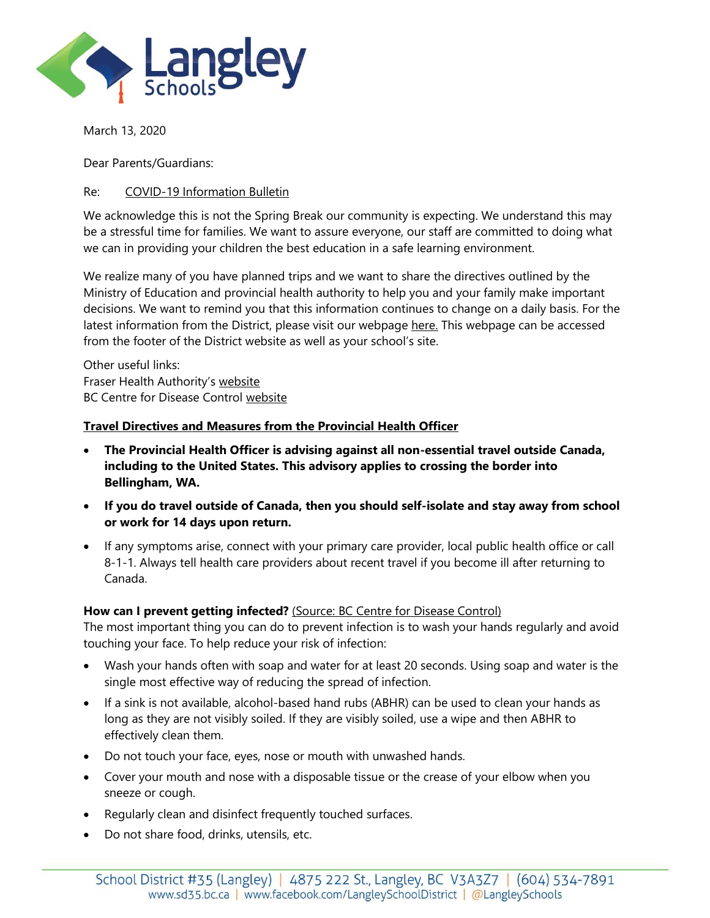March 13, 2020

Dear Parents/Guardians:

Re: COVID-19 Information Bulletin

We acknowledge this is not the Spring Break our community is expecting. We understand this may be a stressful time for families. We want to assure everyone, our staff are committed to doing what we can in providing your children the best education in a safe learning environment.

We realize many of you have planned trips and we want to share the directives outlined by the Ministry of Education and provincial health authority to help you and your family make important decisions. We want to remind you that this information continues to change on a daily basis. For the latest information from the District, please visit our webpage here. This webpage can be accessed from the footer of the District website as well as your school's site.

Other useful links:
Fraser Health Authority's website
BC Centre for Disease Control website

**Travel Directives and Measures from the Provincial Health Officer**

- **The Provincial Health Officer is advising against all non-essential travel outside Canada, including to the United States. This advisory applies to crossing the border into Bellingham, WA.**
- **If you do travel outside of Canada, then you should self-isolate and stay away from school or work for 14 days upon return.**
- If any symptoms arise, connect with your primary care provider, local public health office or call 8-1-1. Always tell health care providers about recent travel if you become ill after returning to Canada.

**How can I prevent getting infected?** (Source: BC Centre for Disease Control)
The most important thing you can do to prevent infection is to wash your hands regularly and avoid touching your face. To help reduce your risk of infection:

- Wash your hands often with soap and water for at least 20 seconds. Using soap and water is the single most effective way of reducing the spread of infection.
- If a sink is not available, alcohol-based hand rubs (ABHR) can be used to clean your hands as long as they are not visibly soiled. If they are visibly soiled, use a wipe and then ABHR to effectively clean them.
- Do not touch your face, eyes, nose or mouth with unwashed hands.
- Cover your mouth and nose with a disposable tissue or the crease of your elbow when you sneeze or cough.
- Regularly clean and disinfect frequently touched surfaces.
- Do not share food, drinks, utensils, etc.

School District #35 (Langley) | 4875 222 St., Langley, BC V3A3Z7 | (604) 534-7891
www.sd35.bc.ca | www.facebook.com/LangleySchoolDistrict | @LangleySchools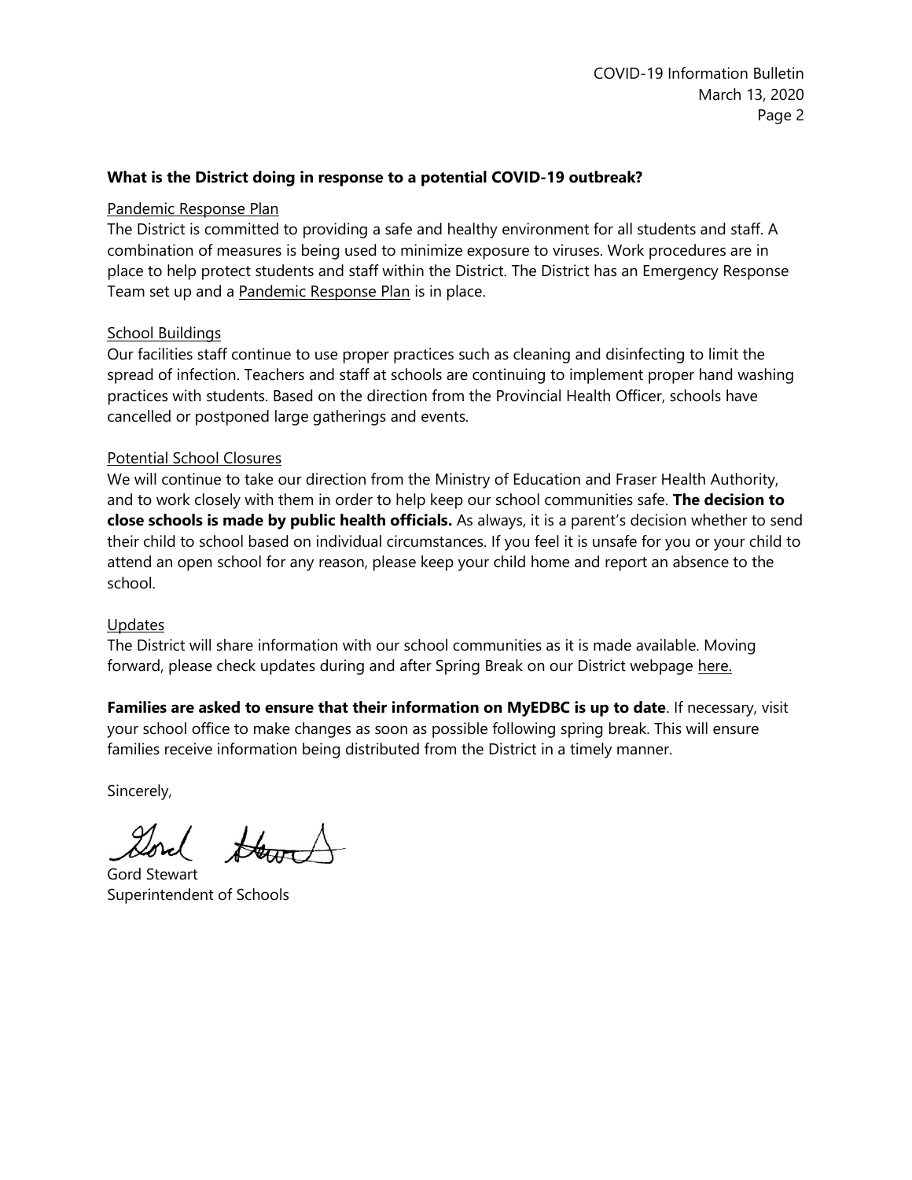**What is the District doing in response to a potential COVID-19 outbreak?**

Pandemic Response Plan

The District is committed to providing a safe and healthy environment for all students and staff. A combination of measures is being used to minimize exposure to viruses. Work procedures are in place to help protect students and staff within the District. The District has an Emergency Response Team set up and a Pandemic Response Plan is in place.

School Buildings

Our facilities staff continue to use proper practices such as cleaning and disinfecting to limit the spread of infection. Teachers and staff at schools are continuing to implement proper hand washing practices with students. Based on the direction from the Provincial Health Officer, schools have cancelled or postponed large gatherings and events.

Potential School Closures

We will continue to take our direction from the Ministry of Education and Fraser Health Authority, and to work closely with them in order to help keep our school communities safe. **The decision to close schools is made by public health officials.** As always, it is a parent's decision whether to send their child to school based on individual circumstances. If you feel it is unsafe for you or your child to attend an open school for any reason, please keep your child home and report an absence to the school.

Updates

The District will share information with our school communities as it is made available. Moving forward, please check updates during and after Spring Break on our District webpage here.

**Families are asked to ensure that their information on MyEDBC is up to date**. If necessary, visit your school office to make changes as soon as possible following spring break. This will ensure families receive information being distributed from the District in a timely manner.

Sincerely,

Gord Stewart
Superintendent of Schools